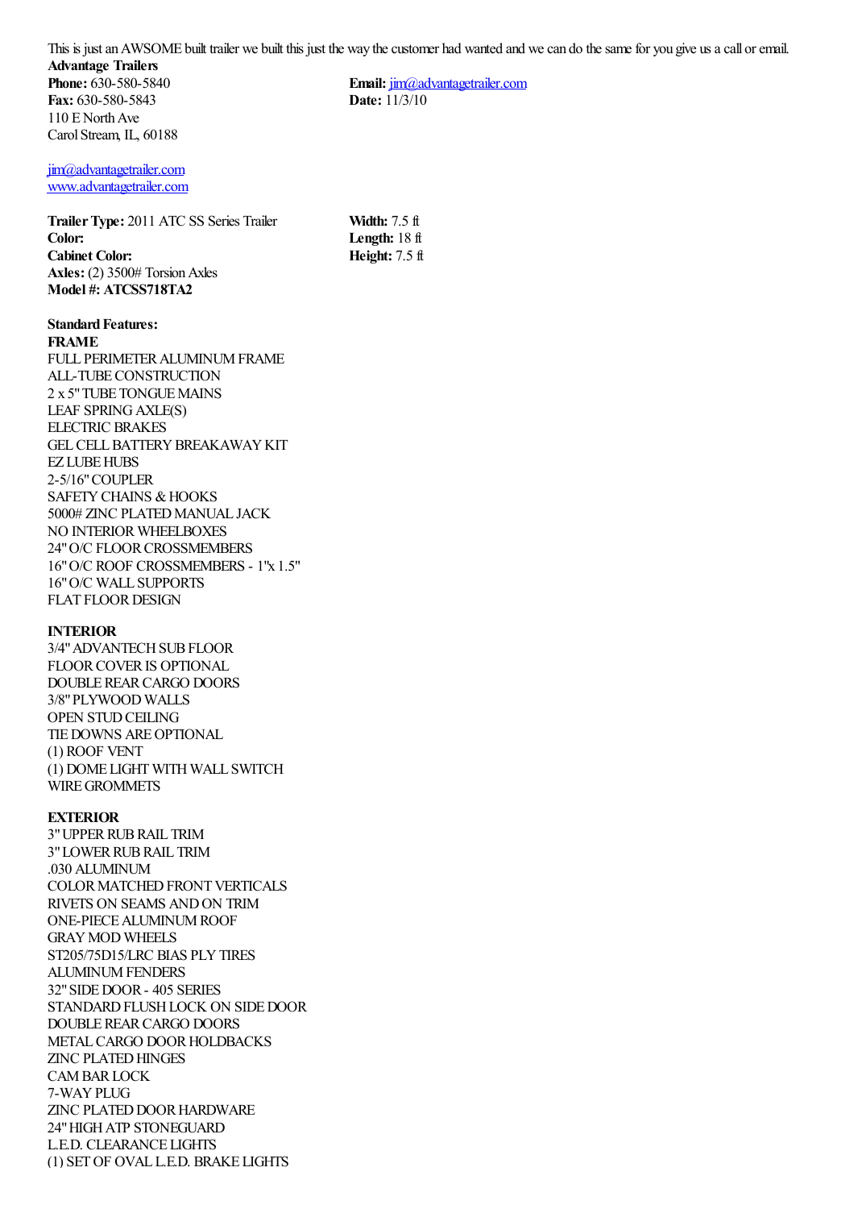This is just an AWSOME built trailer we built this just the way the customer had wanted and we can do the same for you give us a call or email.

**Advantage Trailers**

**Phone:** 630-580-5840
**Fax:** 630-580-5843
110 E North Ave
Carol Stream, IL, 60188

**Email:** jim@advantagetrailer.com
**Date:** 11/3/10

jim@advantagetrailer.com
www.advantagetrailer.com

**Trailer Type:** 2011 ATC SS Series Trailer
**Color:**
**Cabinet Color:**
**Axles:** (2) 3500# Torsion Axles
**Model #: ATCSS718TA2**

**Width:** 7.5 ft
**Length:** 18 ft
**Height:** 7.5 ft

**Standard Features:**

**FRAME**

FULL PERIMETER ALUMINUM FRAME
ALL-TUBE CONSTRUCTION
2 x 5" TUBE TONGUE MAINS
LEAF SPRING AXLE(S)
ELECTRIC BRAKES
GEL CELL BATTERY BREAKAWAY KIT
EZ LUBE HUBS
2-5/16" COUPLER
SAFETY CHAINS & HOOKS
5000# ZINC PLATED MANUAL JACK
NO INTERIOR WHEELBOXES
24" O/C FLOOR CROSSMEMBERS
16" O/C ROOF CROSSMEMBERS - 1"x 1.5"
16" O/C WALL SUPPORTS
FLAT FLOOR DESIGN

**INTERIOR**

3/4" ADVANTECH SUB FLOOR
FLOOR COVER IS OPTIONAL
DOUBLE REAR CARGO DOORS
3/8" PLYWOOD WALLS
OPEN STUD CEILING
TIE DOWNS ARE OPTIONAL
(1) ROOF VENT
(1) DOME LIGHT WITH WALL SWITCH
WIRE GROMMETS

**EXTERIOR**

3" UPPER RUB RAIL TRIM
3" LOWER RUB RAIL TRIM
.030 ALUMINUM
COLOR MATCHED FRONT VERTICALS
RIVETS ON SEAMS AND ON TRIM
ONE-PIECE ALUMINUM ROOF
GRAY MOD WHEELS
ST205/75D15/LRC BIAS PLY TIRES
ALUMINUM FENDERS
32" SIDE DOOR - 405 SERIES
STANDARD FLUSH LOCK ON SIDE DOOR
DOUBLE REAR CARGO DOORS
METAL CARGO DOOR HOLDBACKS
ZINC PLATED HINGES
CAM BAR LOCK
7-WAY PLUG
ZINC PLATED DOOR HARDWARE
24" HIGH ATP STONEGUARD
L.E.D. CLEARANCE LIGHTS
(1) SET OF OVAL L.E.D. BRAKE LIGHTS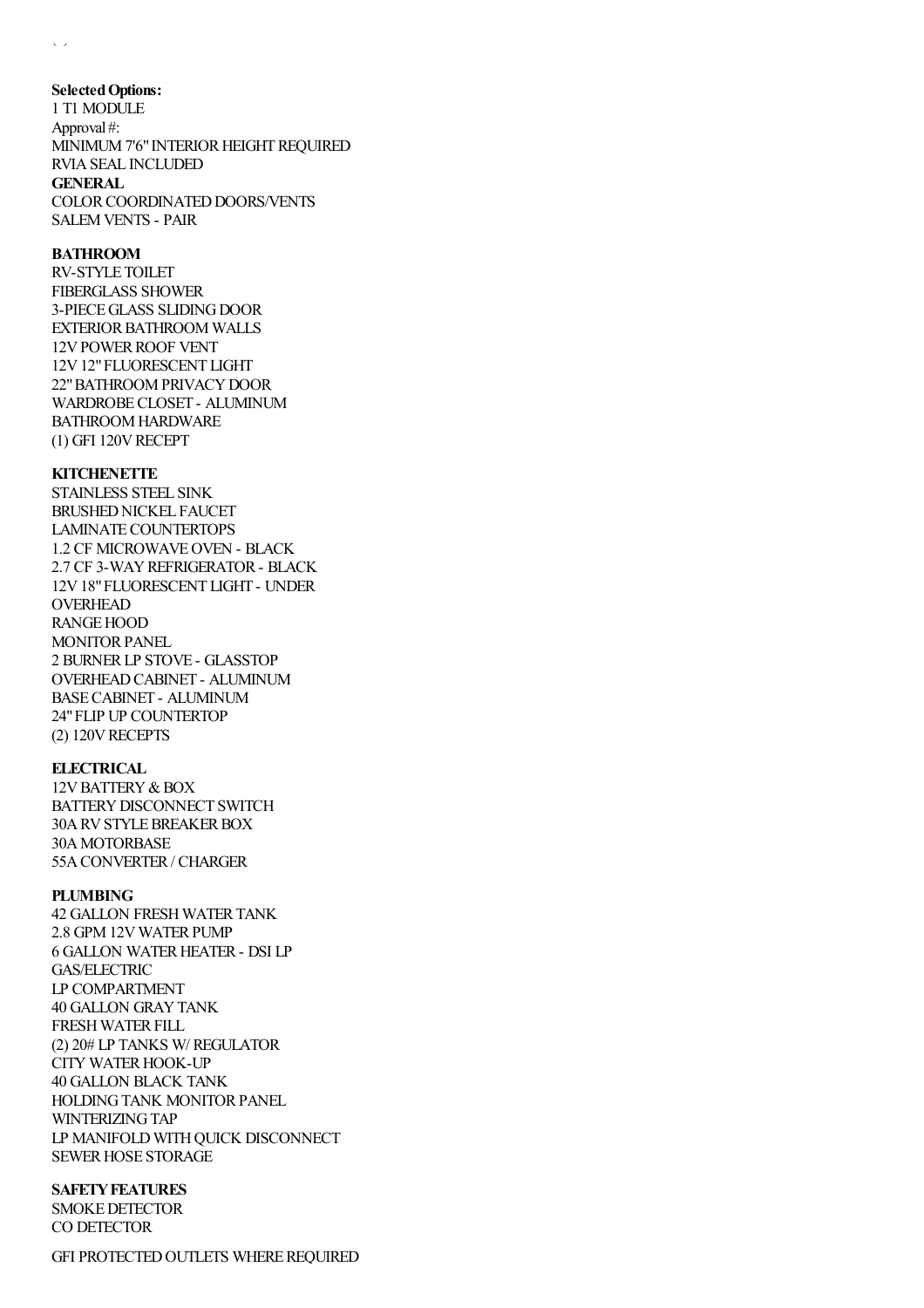**Selected Options:**

1 T1 MODULE
Approval #:
MINIMUM 7'6" INTERIOR HEIGHT REQUIRED
RVIA SEAL INCLUDED

**GENERAL**

COLOR COORDINATED DOORS/VENTS
SALEM VENTS - PAIR

**BATHROOM**

RV-STYLE TOILET
FIBERGLASS SHOWER
3-PIECE GLASS SLIDING DOOR
EXTERIOR BATHROOM WALLS
12V POWER ROOF VENT
12V 12" FLUORESCENT LIGHT
22" BATHROOM PRIVACY DOOR
WARDROBE CLOSET - ALUMINUM
BATHROOM HARDWARE
(1) GFI 120V RECEPT

**KITCHENETTE**

STAINLESS STEEL SINK
BRUSHED NICKEL FAUCET
LAMINATE COUNTERTOPS
1.2 CF MICROWAVE OVEN - BLACK
2.7 CF 3-WAY REFRIGERATOR - BLACK
12V 18" FLUORESCENT LIGHT - UNDER OVERHEAD
RANGE HOOD
MONITOR PANEL
2 BURNER LP STOVE - GLASSTOP
OVERHEAD CABINET - ALUMINUM
BASE CABINET - ALUMINUM
24" FLIP UP COUNTERTOP
(2) 120V RECEPTS

**ELECTRICAL**

12V BATTERY & BOX
BATTERY DISCONNECT SWITCH
30A RV STYLE BREAKER BOX
30A MOTORBASE
55A CONVERTER / CHARGER

**PLUMBING**

42 GALLON FRESH WATER TANK
2.8 GPM 12V WATER PUMP
6 GALLON WATER HEATER - DSI LP GAS/ELECTRIC
LP COMPARTMENT
40 GALLON GRAY TANK
FRESH WATER FILL
(2) 20# LP TANKS W/ REGULATOR
CITY WATER HOOK-UP
40 GALLON BLACK TANK
HOLDING TANK MONITOR PANEL
WINTERIZING TAP
LP MANIFOLD WITH QUICK DISCONNECT
SEWER HOSE STORAGE

**SAFETY FEATURES**

SMOKE DETECTOR
CO DETECTOR

GFI PROTECTED OUTLETS WHERE REQUIRED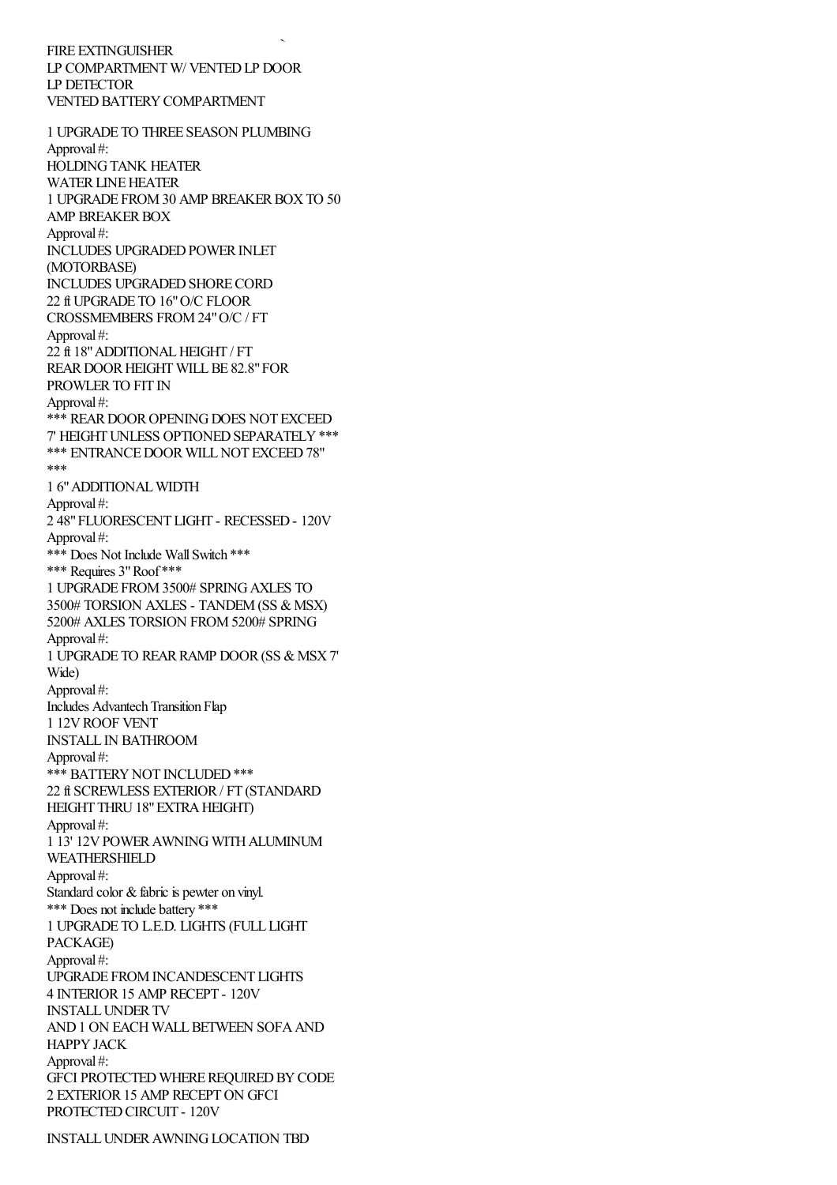FIRE EXTINGUISHER
LP COMPARTMENT W/ VENTED LP DOOR
LP DETECTOR
VENTED BATTERY COMPARTMENT

1 UPGRADE TO THREE SEASON PLUMBING
Approval #:
HOLDING TANK HEATER
WATER LINE HEATER
1 UPGRADE FROM 30 AMP BREAKER BOX TO 50 AMP BREAKER BOX
Approval #:
INCLUDES UPGRADED POWER INLET (MOTORBASE)
INCLUDES UPGRADED SHORE CORD
22 ft UPGRADE TO 16" O/C FLOOR CROSSMEMBERS FROM 24" O/C / FT
Approval #:
22 ft 18" ADDITIONAL HEIGHT / FT
REAR DOOR HEIGHT WILL BE 82.8" FOR PROWLER TO FIT IN
Approval #:
*** REAR DOOR OPENING DOES NOT EXCEED 7' HEIGHT UNLESS OPTIONED SEPARATELY ***
*** ENTRANCE DOOR WILL NOT EXCEED 78" ***
1 6" ADDITIONAL WIDTH
Approval #:
2 48" FLUORESCENT LIGHT - RECESSED - 120V
Approval #:
*** Does Not Include Wall Switch ***
*** Requires 3" Roof ***
1 UPGRADE FROM 3500# SPRING AXLES TO 3500# TORSION AXLES - TANDEM (SS & MSX) 5200# AXLES TORSION FROM 5200# SPRING
Approval #:
1 UPGRADE TO REAR RAMP DOOR (SS & MSX 7' Wide)
Approval #:
Includes Advantech Transition Flap
1 12V ROOF VENT
INSTALL IN BATHROOM
Approval #:
*** BATTERY NOT INCLUDED ***
22 ft SCREWLESS EXTERIOR / FT (STANDARD HEIGHT THRU 18" EXTRA HEIGHT)
Approval #:
1 13' 12V POWER AWNING WITH ALUMINUM WEATHERSHIELD
Approval #:
Standard color & fabric is pewter on vinyl.
*** Does not include battery ***
1 UPGRADE TO L.E.D. LIGHTS (FULL LIGHT PACKAGE)
Approval #:
UPGRADE FROM INCANDESCENT LIGHTS
4 INTERIOR 15 AMP RECEPT - 120V
INSTALL UNDER TV
AND 1 ON EACH WALL BETWEEN SOFA AND HAPPY JACK
Approval #:
GFCI PROTECTED WHERE REQUIRED BY CODE
2 EXTERIOR 15 AMP RECEPT ON GFCI PROTECTED CIRCUIT - 120V

INSTALL UNDER AWNING LOCATION TBD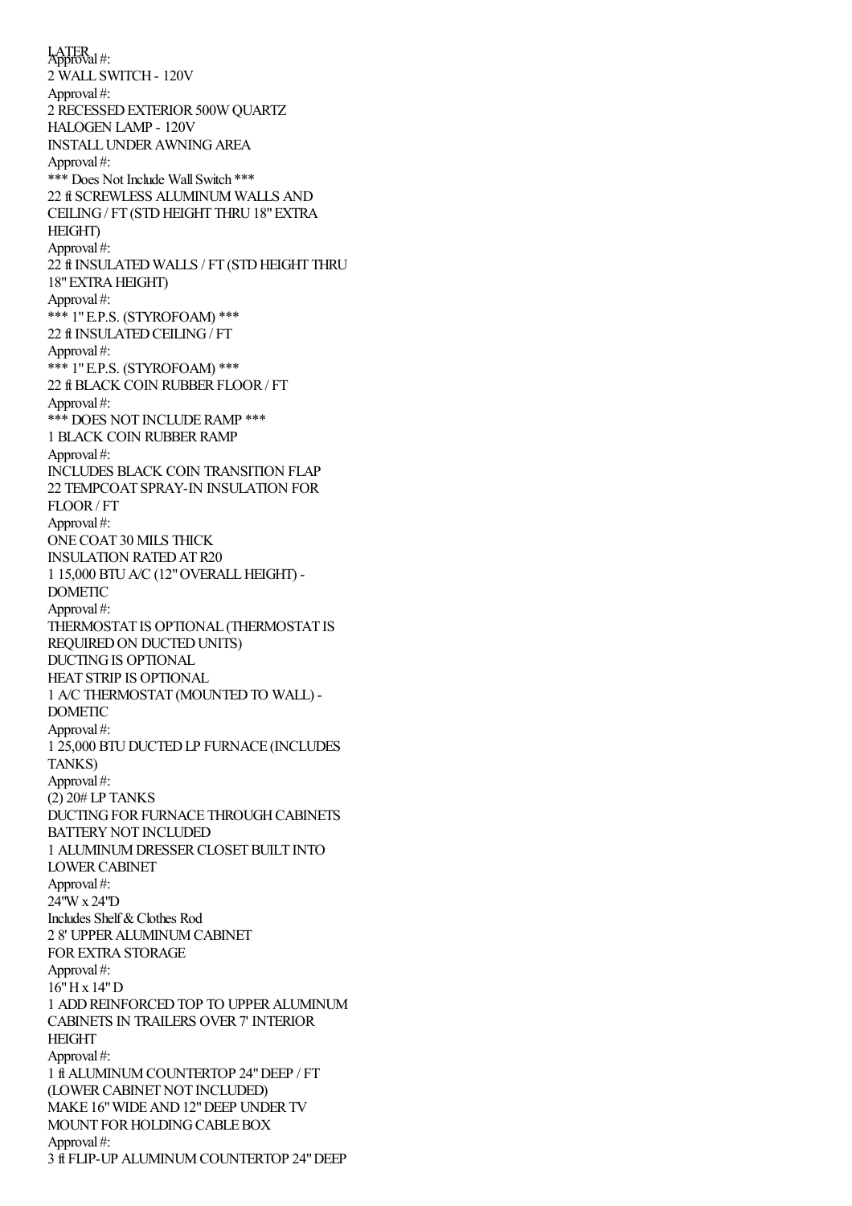LATER
Approval #:
2 WALL SWITCH - 120V
Approval #:
2 RECESSED EXTERIOR 500W QUARTZ HALOGEN LAMP - 120V
INSTALL UNDER AWNING AREA
Approval #:
*** Does Not Include Wall Switch ***
22 ft SCREWLESS ALUMINUM WALLS AND CEILING / FT (STD HEIGHT THRU 18" EXTRA HEIGHT)
Approval #:
22 ft INSULATED WALLS / FT (STD HEIGHT THRU 18" EXTRA HEIGHT)
Approval #:
*** 1" E.P.S. (STYROFOAM) ***
22 ft INSULATED CEILING / FT
Approval #:
*** 1" E.P.S. (STYROFOAM) ***
22 ft BLACK COIN RUBBER FLOOR / FT
Approval #:
*** DOES NOT INCLUDE RAMP ***
1 BLACK COIN RUBBER RAMP
Approval #:
INCLUDES BLACK COIN TRANSITION FLAP
22 TEMPCOAT SPRAY-IN INSULATION FOR FLOOR / FT
Approval #:
ONE COAT 30 MILS THICK
INSULATION RATED AT R20
1 15,000 BTU A/C (12" OVERALL HEIGHT) - DOMETIC
Approval #:
THERMOSTAT IS OPTIONAL (THERMOSTAT IS REQUIRED ON DUCTED UNITS)
DUCTING IS OPTIONAL
HEAT STRIP IS OPTIONAL
1 A/C THERMOSTAT (MOUNTED TO WALL) - DOMETIC
Approval #:
1 25,000 BTU DUCTED LP FURNACE (INCLUDES TANKS)
Approval #:
(2) 20# LP TANKS
DUCTING FOR FURNACE THROUGH CABINETS
BATTERY NOT INCLUDED
1 ALUMINUM DRESSER CLOSET BUILT INTO LOWER CABINET
Approval #:
24"W x 24"D
Includes Shelf & Clothes Rod
2 8' UPPER ALUMINUM CABINET
FOR EXTRA STORAGE
Approval #:
16" H x 14" D
1 ADD REINFORCED TOP TO UPPER ALUMINUM CABINETS IN TRAILERS OVER 7' INTERIOR HEIGHT
Approval #:
1 ft ALUMINUM COUNTERTOP 24" DEEP / FT (LOWER CABINET NOT INCLUDED)
MAKE 16" WIDE AND 12" DEEP UNDER TV MOUNT FOR HOLDING CABLE BOX
Approval #:
3 ft FLIP-UP ALUMINUM COUNTERTOP 24" DEEP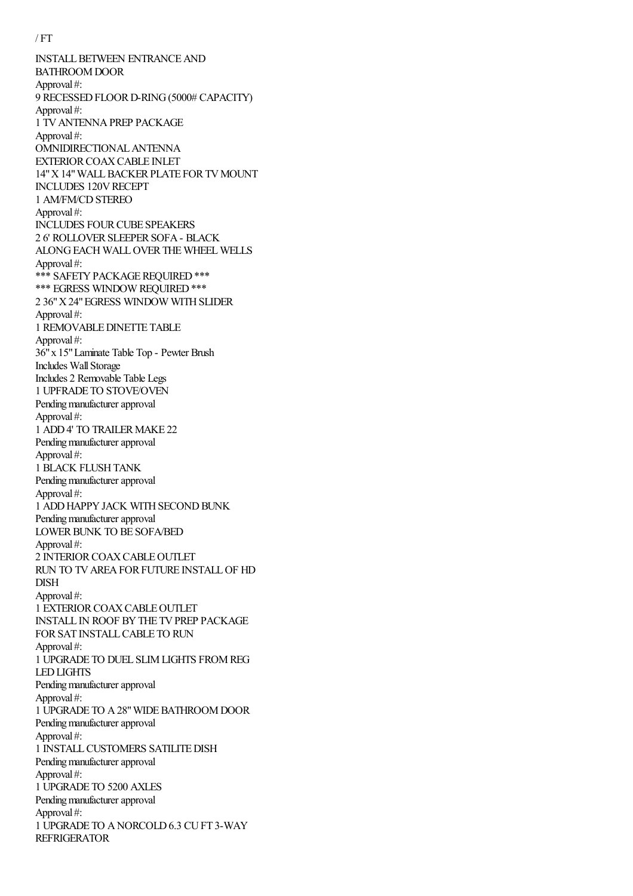/ FT

INSTALL BETWEEN ENTRANCE AND BATHROOM DOOR
Approval #:
9 RECESSED FLOOR D-RING (5000# CAPACITY)
Approval #:
1 TV ANTENNA PREP PACKAGE
Approval #:
OMNIDIRECTIONAL ANTENNA
EXTERIOR COAX CABLE INLET
14" X 14" WALL BACKER PLATE FOR TV MOUNT
INCLUDES 120V RECEPT
1 AM/FM/CD STEREO
Approval #:
INCLUDES FOUR CUBE SPEAKERS
2 6' ROLLOVER SLEEPER SOFA - BLACK
ALONG EACH WALL OVER THE WHEEL WELLS
Approval #:
*** SAFETY PACKAGE REQUIRED ***
*** EGRESS WINDOW REQUIRED ***
2 36" X 24" EGRESS WINDOW WITH SLIDER
Approval #:
1 REMOVABLE DINETTE TABLE
Approval #:
36" x 15" Laminate Table Top - Pewter Brush
Includes Wall Storage
Includes 2 Removable Table Legs
1 UPFRADE TO STOVE/OVEN
Pending manufacturer approval
Approval #:
1 ADD 4' TO TRAILER MAKE 22
Pending manufacturer approval
Approval #:
1 BLACK FLUSH TANK
Pending manufacturer approval
Approval #:
1 ADD HAPPY JACK WITH SECOND BUNK
Pending manufacturer approval
LOWER BUNK TO BE SOFA/BED
Approval #:
2 INTERIOR COAX CABLE OUTLET
RUN TO TV AREA FOR FUTURE INSTALL OF HD DISH
Approval #:
1 EXTERIOR COAX CABLE OUTLET
INSTALL IN ROOF BY THE TV PREP PACKAGE FOR SAT INSTALL CABLE TO RUN
Approval #:
1 UPGRADE TO DUEL SLIM LIGHTS FROM REG LED LIGHTS
Pending manufacturer approval
Approval #:
1 UPGRADE TO A 28" WIDE BATHROOM DOOR
Pending manufacturer approval
Approval #:
1 INSTALL CUSTOMERS SATILITE DISH
Pending manufacturer approval
Approval #:
1 UPGRADE TO 5200 AXLES
Pending manufacturer approval
Approval #:
1 UPGRADE TO A NORCOLD 6.3 CU FT 3-WAY REFRIGERATOR